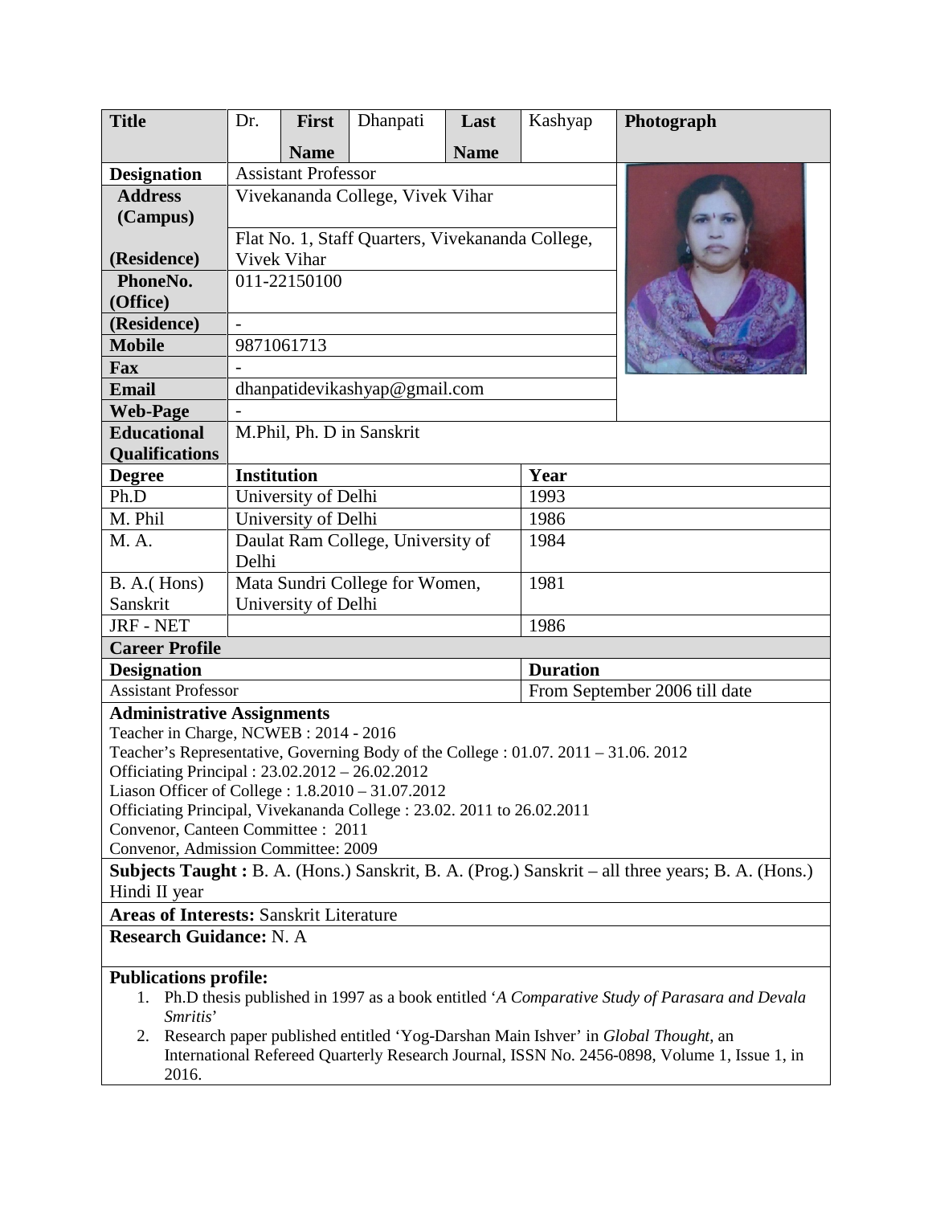| Title | Dr. | First Name | Dhanpati | Last Name | Kashyap | Photograph |
|---|---|---|---|---|---|---|
| Designation | Assistant Professor | | | | | |
| Address (Campus) | Vivekananda College, Vivek Vihar | | | | | |
| (Residence) | Flat No. 1, Staff Quarters, Vivekananda College, Vivek Vihar | | | | | |
| PhoneNo. (Office) | 011-22150100 | | | | | |
| (Residence) | - | | | | | |
| Mobile | 9871061713 | | | | | |
| Fax | - | | | | | |
| Email | dhanpatidevikashyap@gmail.com | | | | | |
| Web-Page | - | | | | | |
| Educational Qualifications | M.Phil, Ph. D in Sanskrit | | | | | |

| Degree | Institution | Year |
|---|---|---|
| Ph.D | University of Delhi | 1993 |
| M. Phil | University of Delhi | 1986 |
| M. A. | Daulat Ram College, University of Delhi | 1984 |
| B. A.( Hons) Sanskrit | Mata Sundri College for Women, University of Delhi | 1981 |
| JRF - NET | | 1986 |

**Career Profile**

| Designation | Duration |
|---|---|
| Assistant Professor | From September 2006 till date |

**Administrative Assignments**

Teacher in Charge, NCWEB : 2014 - 2016
Teacher's Representative, Governing Body of the College : 01.07. 2011 – 31.06. 2012
Officiating Principal : 23.02.2012 – 26.02.2012
Liason Officer of College : 1.8.2010 – 31.07.2012
Officiating Principal, Vivekananda College : 23.02. 2011 to 26.02.2011
Convenor, Canteen Committee : 2011
Convenor, Admission Committee: 2009

**Subjects Taught :** B. A. (Hons.) Sanskrit, B. A. (Prog.) Sanskrit – all three years; B. A. (Hons.) Hindi II year

**Areas of Interests:** Sanskrit Literature

**Research Guidance:** N. A

**Publications profile:**

1. Ph.D thesis published in 1997 as a book entitled '*A Comparative Study of Parasara and Devala Smritis*'
2. Research paper published entitled 'Yog-Darshan Main Ishver' in *Global Thought*, an International Refereed Quarterly Research Journal, ISSN No. 2456-0898, Volume 1, Issue 1, in 2016.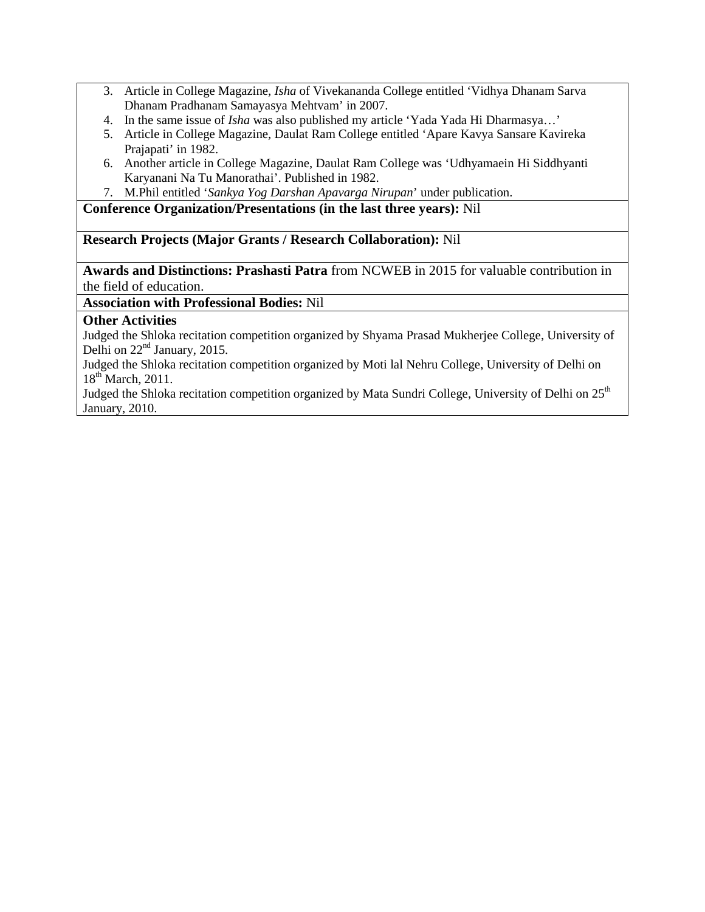3. Article in College Magazine, *Isha* of Vivekananda College entitled 'Vidhya Dhanam Sarva Dhanam Pradhanam Samayasya Mehtvam' in 2007.
4. In the same issue of *Isha* was also published my article 'Yada Yada Hi Dharmasya…'
5. Article in College Magazine, Daulat Ram College entitled 'Apare Kavya Sansare Kavireka Prajapati' in 1982.
6. Another article in College Magazine, Daulat Ram College was 'Udhyamaein Hi Siddhyanti Karyanani Na Tu Manorathai'. Published in 1982.
7. M.Phil entitled '*Sankya Yog Darshan Apavarga Nirupan*' under publication.

**Conference Organization/Presentations (in the last three years):** Nil

**Research Projects (Major Grants / Research Collaboration):** Nil

**Awards and Distinctions: Prashasti Patra** from NCWEB in 2015 for valuable contribution in the field of education.

**Association with Professional Bodies:** Nil

**Other Activities**

Judged the Shloka recitation competition organized by Shyama Prasad Mukherjee College, University of Delhi on 22nd January, 2015.

Judged the Shloka recitation competition organized by Moti lal Nehru College, University of Delhi on 18th March, 2011.

Judged the Shloka recitation competition organized by Mata Sundri College, University of Delhi on 25th January, 2010.